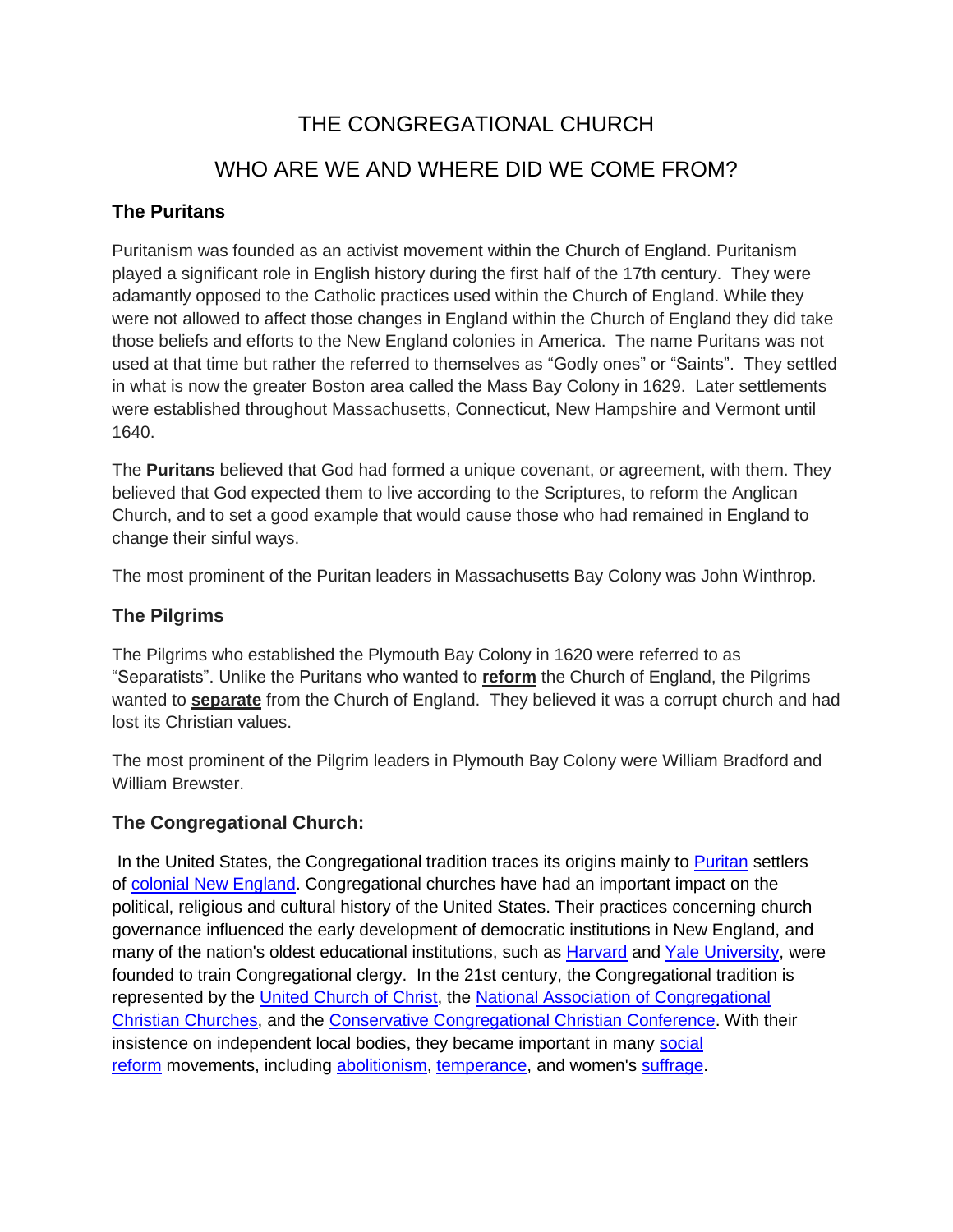# THE CONGREGATIONAL CHURCH

# WHO ARE WE AND WHERE DID WE COME FROM?

## The Puritans

Puritanism was founded as an activist movement within the Church of England. Puritanism played a significant role in English history during the first half of the 17th century. They were adamantly opposed to the Catholic practices used within the Church of England. While they were not allowed to affect those changes in England within the Church of England they did take those beliefs and efforts to the New England colonies in America. The name Puritans was not used at that time but rather the referred to themselves as “Godly ones” or “Saints”. They settled in what is now the greater Boston area called the Mass Bay Colony in 1629. Later settlements were established throughout Massachusetts, Connecticut, New Hampshire and Vermont until 1640.

The **Puritans** believed that God had formed a unique covenant, or agreement, with them. They believed that God expected them to live according to the Scriptures, to reform the Anglican Church, and to set a good example that would cause those who had remained in England to change their sinful ways.

The most prominent of the Puritan leaders in Massachusetts Bay Colony was John Winthrop.

## The Pilgrims

The Pilgrims who established the Plymouth Bay Colony in 1620 were referred to as “Separatists”. Unlike the Puritans who wanted to <u>**reform**</u> the Church of England, the Pilgrims wanted to <u>**separate**</u> from the Church of England. They believed it was a corrupt church and had lost its Christian values.

The most prominent of the Pilgrim leaders in Plymouth Bay Colony were William Bradford and William Brewster.

## The Congregational Church:

In the United States, the Congregational tradition traces its origins mainly to Puritan settlers of colonial New England. Congregational churches have had an important impact on the political, religious and cultural history of the United States. Their practices concerning church governance influenced the early development of democratic institutions in New England, and many of the nation's oldest educational institutions, such as Harvard and Yale University, were founded to train Congregational clergy. In the 21st century, the Congregational tradition is represented by the United Church of Christ, the National Association of Congregational Christian Churches, and the Conservative Congregational Christian Conference. With their insistence on independent local bodies, they became important in many social reform movements, including abolitionism, temperance, and women's suffrage.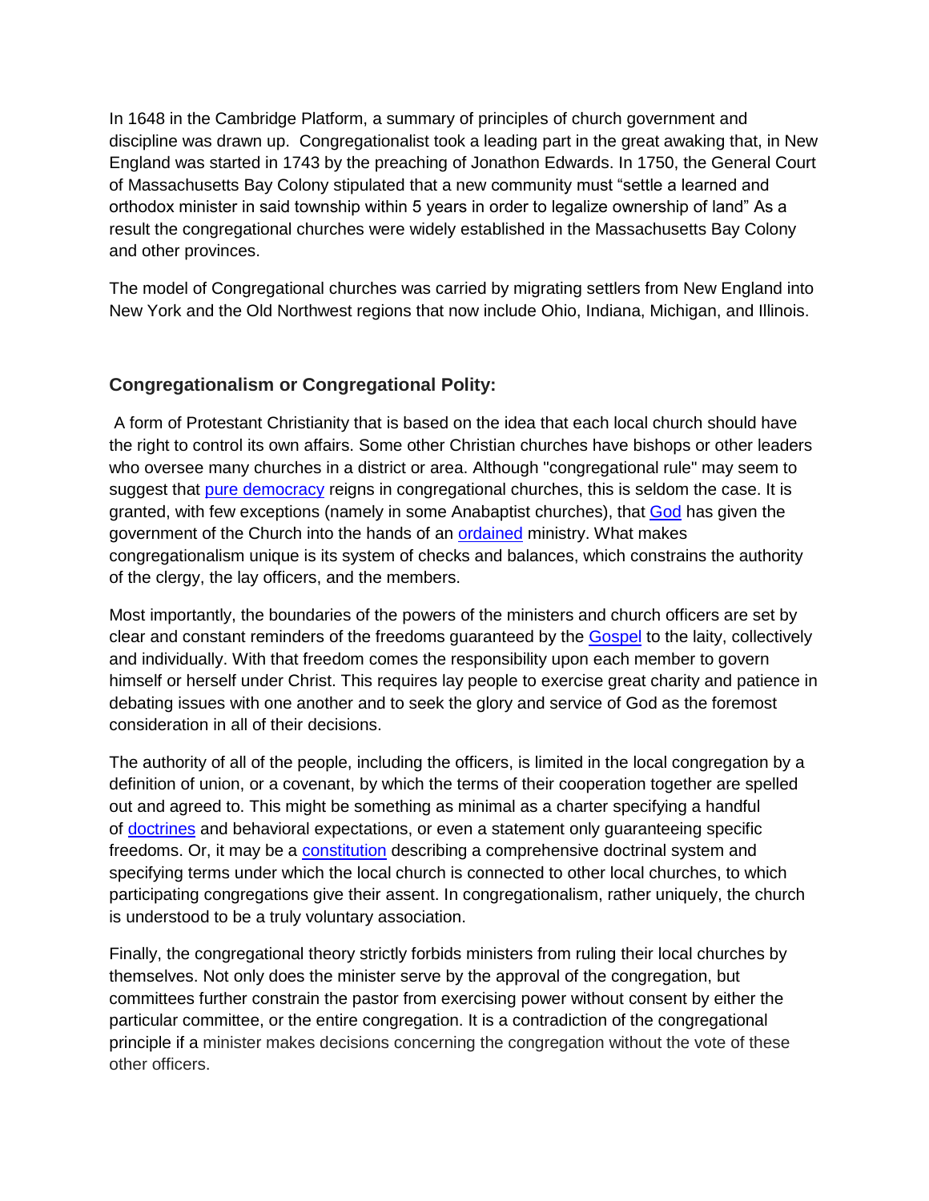In 1648 in the Cambridge Platform, a summary of principles of church government and discipline was drawn up. Congregationalist took a leading part in the great awaking that, in New England was started in 1743 by the preaching of Jonathon Edwards. In 1750, the General Court of Massachusetts Bay Colony stipulated that a new community must "settle a learned and orthodox minister in said township within 5 years in order to legalize ownership of land" As a result the congregational churches were widely established in the Massachusetts Bay Colony and other provinces.

The model of Congregational churches was carried by migrating settlers from New England into New York and the Old Northwest regions that now include Ohio, Indiana, Michigan, and Illinois.

### Congregationalism or Congregational Polity:

A form of Protestant Christianity that is based on the idea that each local church should have the right to control its own affairs. Some other Christian churches have bishops or other leaders who oversee many churches in a district or area. Although "congregational rule" may seem to suggest that pure democracy reigns in congregational churches, this is seldom the case. It is granted, with few exceptions (namely in some Anabaptist churches), that God has given the government of the Church into the hands of an ordained ministry. What makes congregationalism unique is its system of checks and balances, which constrains the authority of the clergy, the lay officers, and the members.

Most importantly, the boundaries of the powers of the ministers and church officers are set by clear and constant reminders of the freedoms guaranteed by the Gospel to the laity, collectively and individually. With that freedom comes the responsibility upon each member to govern himself or herself under Christ. This requires lay people to exercise great charity and patience in debating issues with one another and to seek the glory and service of God as the foremost consideration in all of their decisions.

The authority of all of the people, including the officers, is limited in the local congregation by a definition of union, or a covenant, by which the terms of their cooperation together are spelled out and agreed to. This might be something as minimal as a charter specifying a handful of doctrines and behavioral expectations, or even a statement only guaranteeing specific freedoms. Or, it may be a constitution describing a comprehensive doctrinal system and specifying terms under which the local church is connected to other local churches, to which participating congregations give their assent. In congregationalism, rather uniquely, the church is understood to be a truly voluntary association.

Finally, the congregational theory strictly forbids ministers from ruling their local churches by themselves. Not only does the minister serve by the approval of the congregation, but committees further constrain the pastor from exercising power without consent by either the particular committee, or the entire congregation. It is a contradiction of the congregational principle if a minister makes decisions concerning the congregation without the vote of these other officers.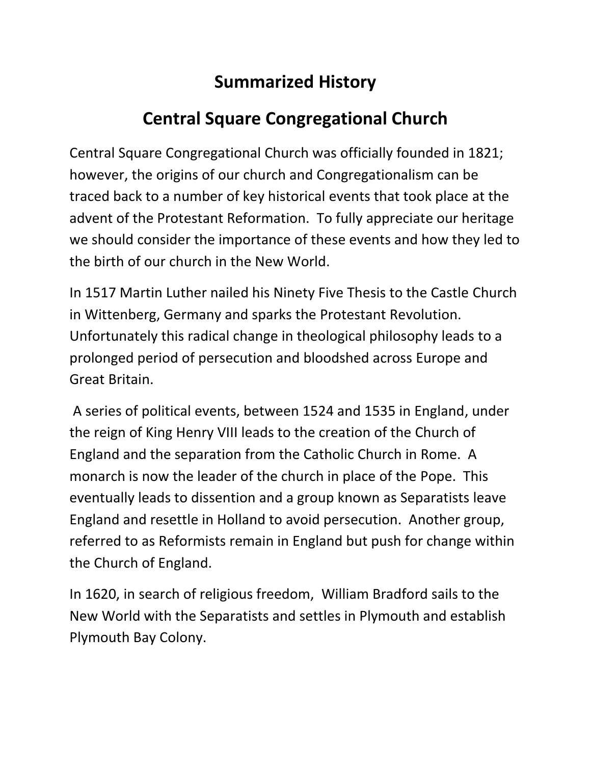# Summarized History

# Central Square Congregational Church

Central Square Congregational Church was officially founded in 1821; however, the origins of our church and Congregationalism can be traced back to a number of key historical events that took place at the advent of the Protestant Reformation. To fully appreciate our heritage we should consider the importance of these events and how they led to the birth of our church in the New World.

In 1517 Martin Luther nailed his Ninety Five Thesis to the Castle Church in Wittenberg, Germany and sparks the Protestant Revolution. Unfortunately this radical change in theological philosophy leads to a prolonged period of persecution and bloodshed across Europe and Great Britain.

A series of political events, between 1524 and 1535 in England, under the reign of King Henry VIII leads to the creation of the Church of England and the separation from the Catholic Church in Rome. A monarch is now the leader of the church in place of the Pope. This eventually leads to dissention and a group known as Separatists leave England and resettle in Holland to avoid persecution. Another group, referred to as Reformists remain in England but push for change within the Church of England.

In 1620, in search of religious freedom, William Bradford sails to the New World with the Separatists and settles in Plymouth and establish Plymouth Bay Colony.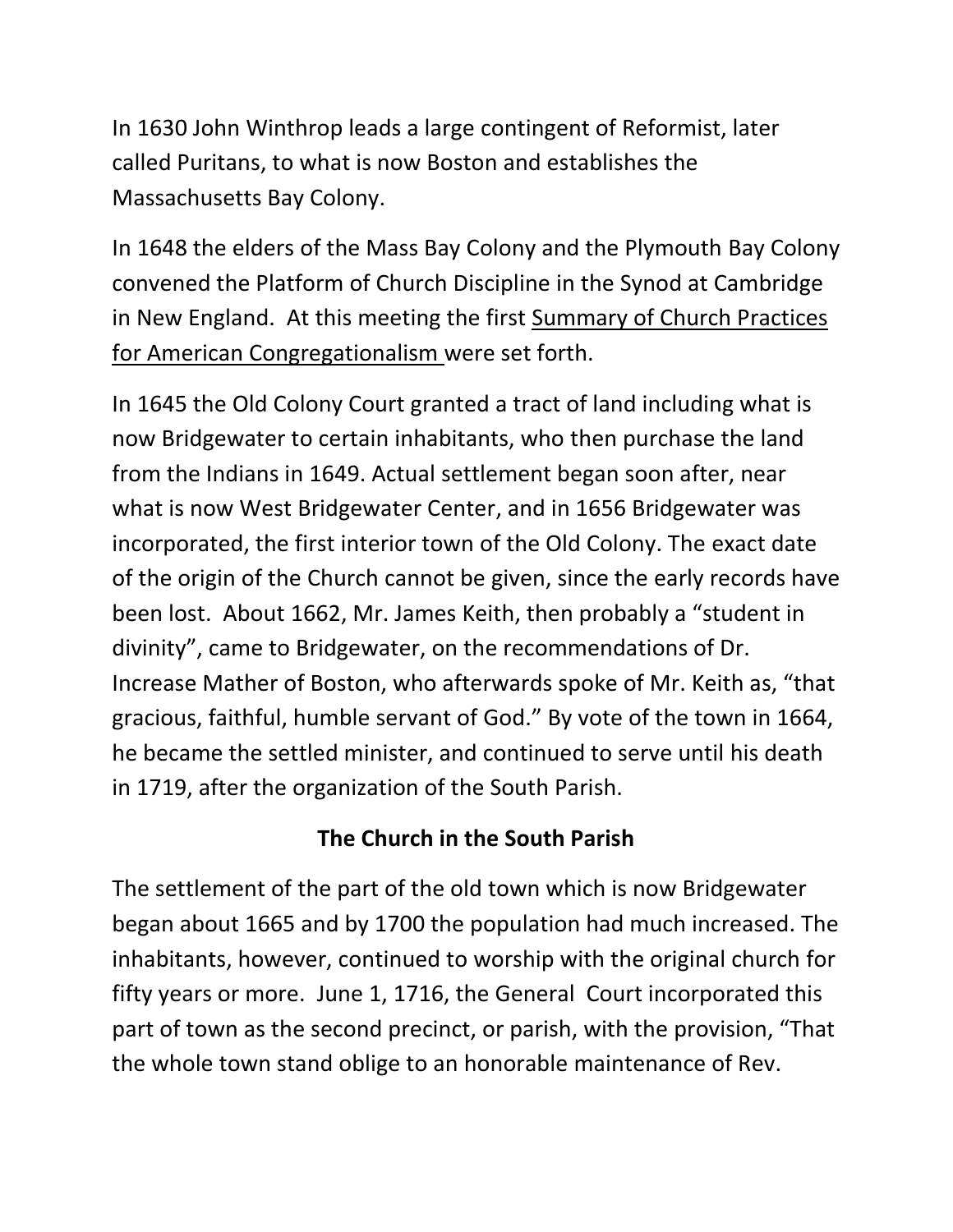In 1630 John Winthrop leads a large contingent of Reformist, later called Puritans, to what is now Boston and establishes the Massachusetts Bay Colony.

In 1648 the elders of the Mass Bay Colony and the Plymouth Bay Colony convened the Platform of Church Discipline in the Synod at Cambridge in New England. At this meeting the first <u>Summary of Church Practices for American Congregationalism</u> were set forth.

In 1645 the Old Colony Court granted a tract of land including what is now Bridgewater to certain inhabitants, who then purchase the land from the Indians in 1649. Actual settlement began soon after, near what is now West Bridgewater Center, and in 1656 Bridgewater was incorporated, the first interior town of the Old Colony. The exact date of the origin of the Church cannot be given, since the early records have been lost. About 1662, Mr. James Keith, then probably a "student in divinity", came to Bridgewater, on the recommendations of Dr. Increase Mather of Boston, who afterwards spoke of Mr. Keith as, "that gracious, faithful, humble servant of God." By vote of the town in 1664, he became the settled minister, and continued to serve until his death in 1719, after the organization of the South Parish.

## The Church in the South Parish

The settlement of the part of the old town which is now Bridgewater began about 1665 and by 1700 the population had much increased. The inhabitants, however, continued to worship with the original church for fifty years or more. June 1, 1716, the General Court incorporated this part of town as the second precinct, or parish, with the provision, "That the whole town stand oblige to an honorable maintenance of Rev.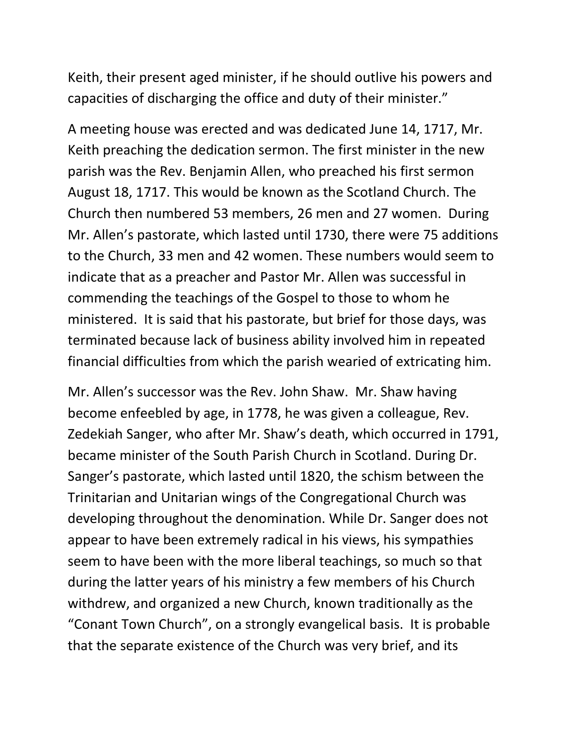Keith, their present aged minister, if he should outlive his powers and capacities of discharging the office and duty of their minister."

A meeting house was erected and was dedicated June 14, 1717, Mr. Keith preaching the dedication sermon. The first minister in the new parish was the Rev. Benjamin Allen, who preached his first sermon August 18, 1717. This would be known as the Scotland Church. The Church then numbered 53 members, 26 men and 27 women. During Mr. Allen's pastorate, which lasted until 1730, there were 75 additions to the Church, 33 men and 42 women. These numbers would seem to indicate that as a preacher and Pastor Mr. Allen was successful in commending the teachings of the Gospel to those to whom he ministered. It is said that his pastorate, but brief for those days, was terminated because lack of business ability involved him in repeated financial difficulties from which the parish wearied of extricating him.

Mr. Allen's successor was the Rev. John Shaw. Mr. Shaw having become enfeebled by age, in 1778, he was given a colleague, Rev. Zedekiah Sanger, who after Mr. Shaw's death, which occurred in 1791, became minister of the South Parish Church in Scotland. During Dr. Sanger's pastorate, which lasted until 1820, the schism between the Trinitarian and Unitarian wings of the Congregational Church was developing throughout the denomination. While Dr. Sanger does not appear to have been extremely radical in his views, his sympathies seem to have been with the more liberal teachings, so much so that during the latter years of his ministry a few members of his Church withdrew, and organized a new Church, known traditionally as the "Conant Town Church", on a strongly evangelical basis. It is probable that the separate existence of the Church was very brief, and its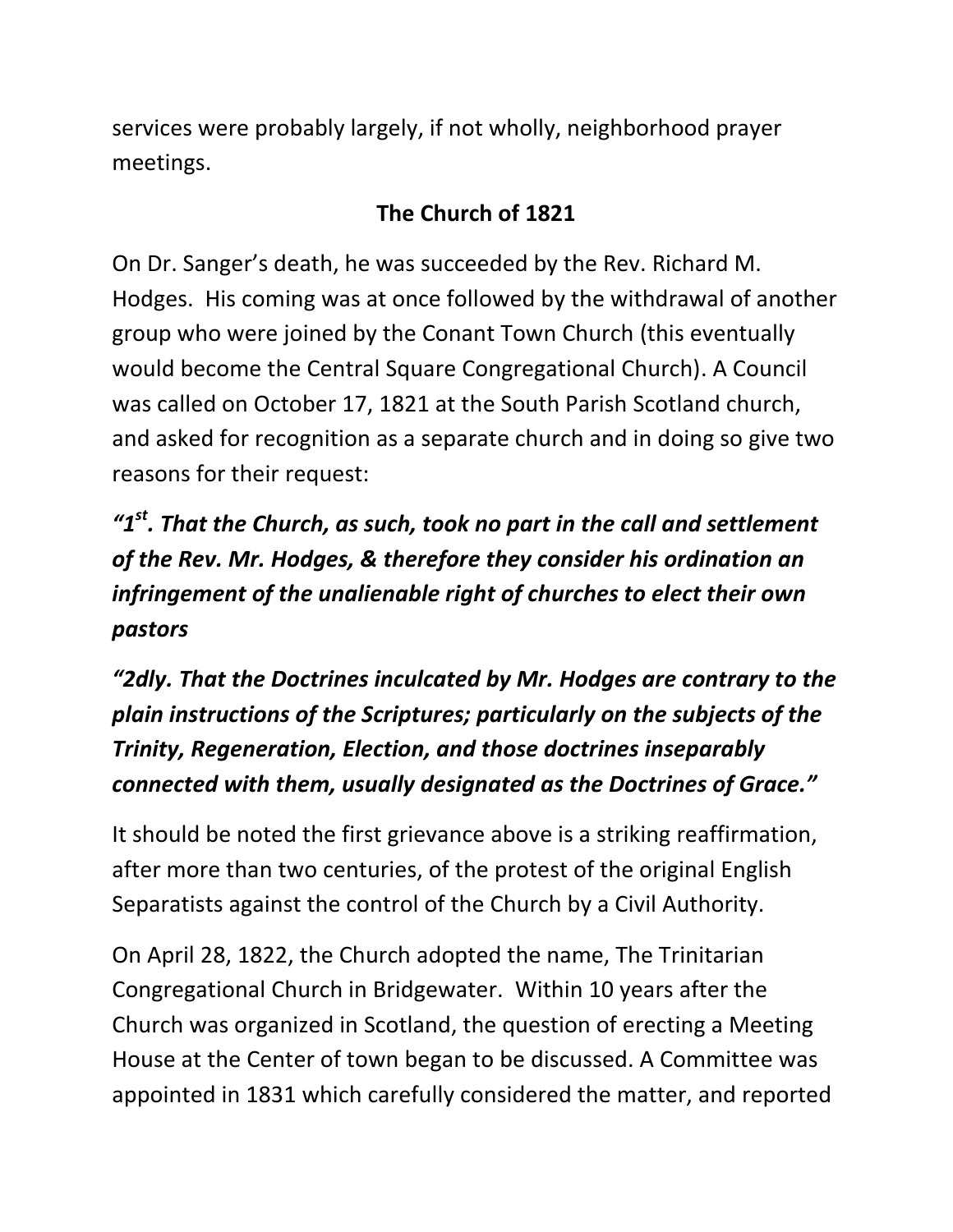services were probably largely, if not wholly, neighborhood prayer meetings.

## The Church of 1821

On Dr. Sanger's death, he was succeeded by the Rev. Richard M. Hodges. His coming was at once followed by the withdrawal of another group who were joined by the Conant Town Church (this eventually would become the Central Square Congregational Church). A Council was called on October 17, 1821 at the South Parish Scotland church, and asked for recognition as a separate church and in doing so give two reasons for their request:

***"1st. That the Church, as such, took no part in the call and settlement of the Rev. Mr. Hodges, & therefore they consider his ordination an infringement of the unalienable right of churches to elect their own pastors***

***"2dly. That the Doctrines inculcated by Mr. Hodges are contrary to the plain instructions of the Scriptures; particularly on the subjects of the Trinity, Regeneration, Election, and those doctrines inseparably connected with them, usually designated as the Doctrines of Grace."***

It should be noted the first grievance above is a striking reaffirmation, after more than two centuries, of the protest of the original English Separatists against the control of the Church by a Civil Authority.

On April 28, 1822, the Church adopted the name, The Trinitarian Congregational Church in Bridgewater. Within 10 years after the Church was organized in Scotland, the question of erecting a Meeting House at the Center of town began to be discussed. A Committee was appointed in 1831 which carefully considered the matter, and reported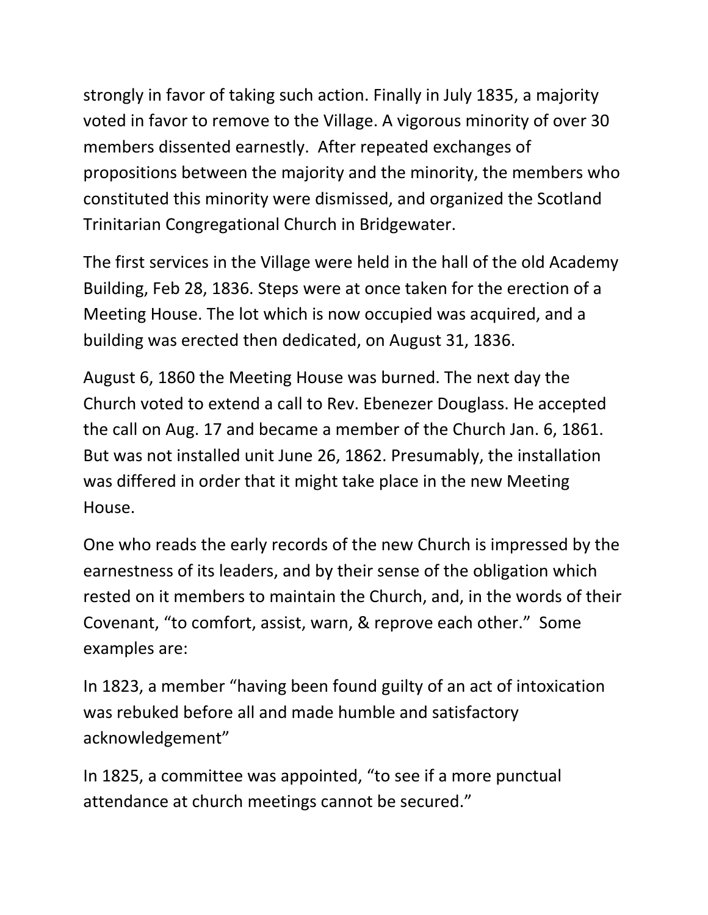strongly in favor of taking such action. Finally in July 1835, a majority voted in favor to remove to the Village. A vigorous minority of over 30 members dissented earnestly. After repeated exchanges of propositions between the majority and the minority, the members who constituted this minority were dismissed, and organized the Scotland Trinitarian Congregational Church in Bridgewater.

The first services in the Village were held in the hall of the old Academy Building, Feb 28, 1836. Steps were at once taken for the erection of a Meeting House. The lot which is now occupied was acquired, and a building was erected then dedicated, on August 31, 1836.

August 6, 1860 the Meeting House was burned. The next day the Church voted to extend a call to Rev. Ebenezer Douglass. He accepted the call on Aug. 17 and became a member of the Church Jan. 6, 1861. But was not installed unit June 26, 1862. Presumably, the installation was differed in order that it might take place in the new Meeting House.

One who reads the early records of the new Church is impressed by the earnestness of its leaders, and by their sense of the obligation which rested on it members to maintain the Church, and, in the words of their Covenant, "to comfort, assist, warn, & reprove each other." Some examples are:

In 1823, a member "having been found guilty of an act of intoxication was rebuked before all and made humble and satisfactory acknowledgement"

In 1825, a committee was appointed, "to see if a more punctual attendance at church meetings cannot be secured."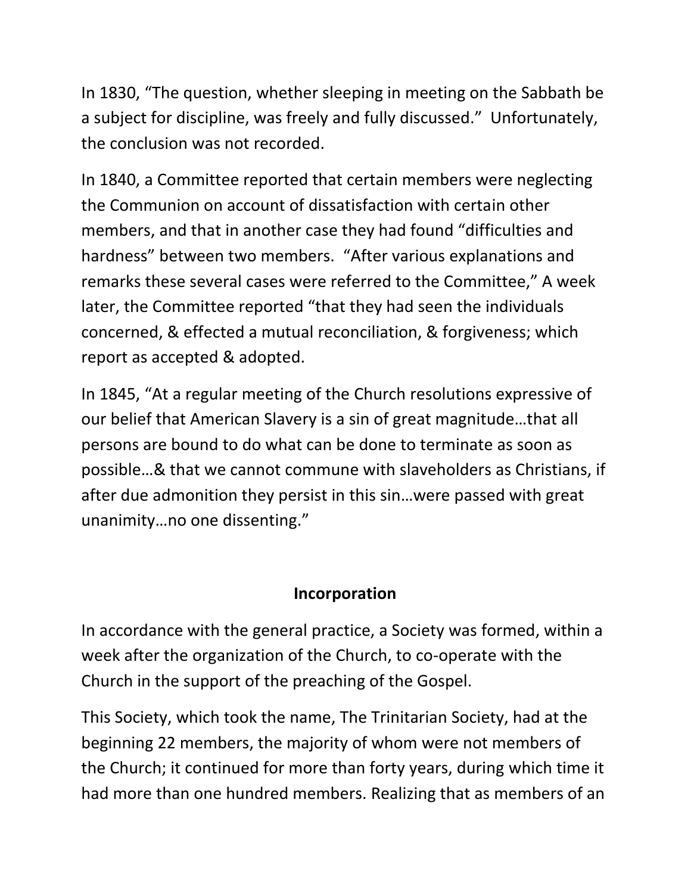In 1830, "The question, whether sleeping in meeting on the Sabbath be a subject for discipline, was freely and fully discussed." Unfortunately, the conclusion was not recorded.

In 1840, a Committee reported that certain members were neglecting the Communion on account of dissatisfaction with certain other members, and that in another case they had found "difficulties and hardness" between two members. "After various explanations and remarks these several cases were referred to the Committee," A week later, the Committee reported "that they had seen the individuals concerned, & effected a mutual reconciliation, & forgiveness; which report as accepted & adopted.

In 1845, "At a regular meeting of the Church resolutions expressive of our belief that American Slavery is a sin of great magnitude…that all persons are bound to do what can be done to terminate as soon as possible…& that we cannot commune with slaveholders as Christians, if after due admonition they persist in this sin…were passed with great unanimity…no one dissenting."

## Incorporation

In accordance with the general practice, a Society was formed, within a week after the organization of the Church, to co-operate with the Church in the support of the preaching of the Gospel.

This Society, which took the name, The Trinitarian Society, had at the beginning 22 members, the majority of whom were not members of the Church; it continued for more than forty years, during which time it had more than one hundred members. Realizing that as members of an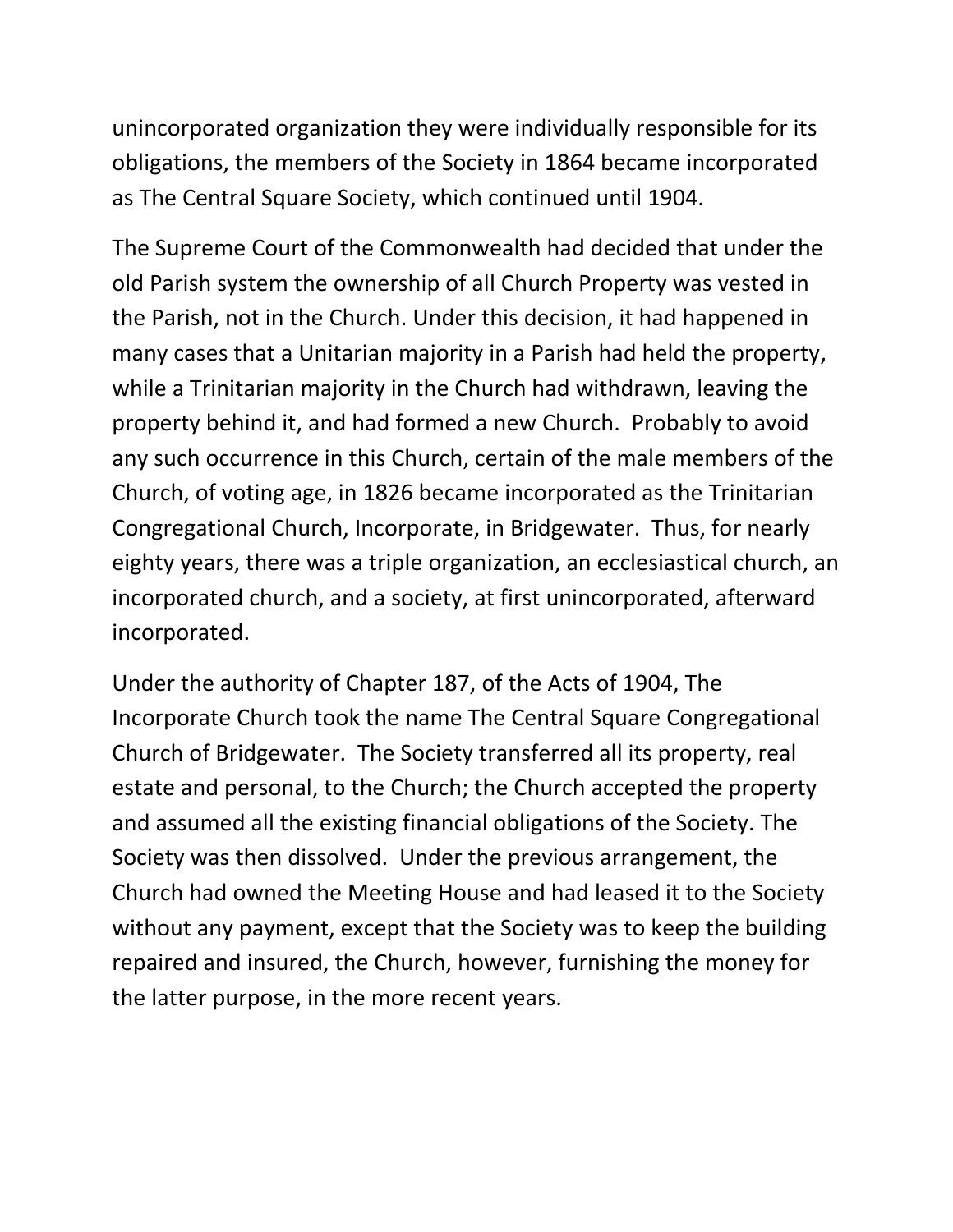unincorporated organization they were individually responsible for its obligations, the members of the Society in 1864 became incorporated as The Central Square Society, which continued until 1904.

The Supreme Court of the Commonwealth had decided that under the old Parish system the ownership of all Church Property was vested in the Parish, not in the Church. Under this decision, it had happened in many cases that a Unitarian majority in a Parish had held the property, while a Trinitarian majority in the Church had withdrawn, leaving the property behind it, and had formed a new Church. Probably to avoid any such occurrence in this Church, certain of the male members of the Church, of voting age, in 1826 became incorporated as the Trinitarian Congregational Church, Incorporate, in Bridgewater. Thus, for nearly eighty years, there was a triple organization, an ecclesiastical church, an incorporated church, and a society, at first unincorporated, afterward incorporated.

Under the authority of Chapter 187, of the Acts of 1904, The Incorporate Church took the name The Central Square Congregational Church of Bridgewater. The Society transferred all its property, real estate and personal, to the Church; the Church accepted the property and assumed all the existing financial obligations of the Society. The Society was then dissolved. Under the previous arrangement, the Church had owned the Meeting House and had leased it to the Society without any payment, except that the Society was to keep the building repaired and insured, the Church, however, furnishing the money for the latter purpose, in the more recent years.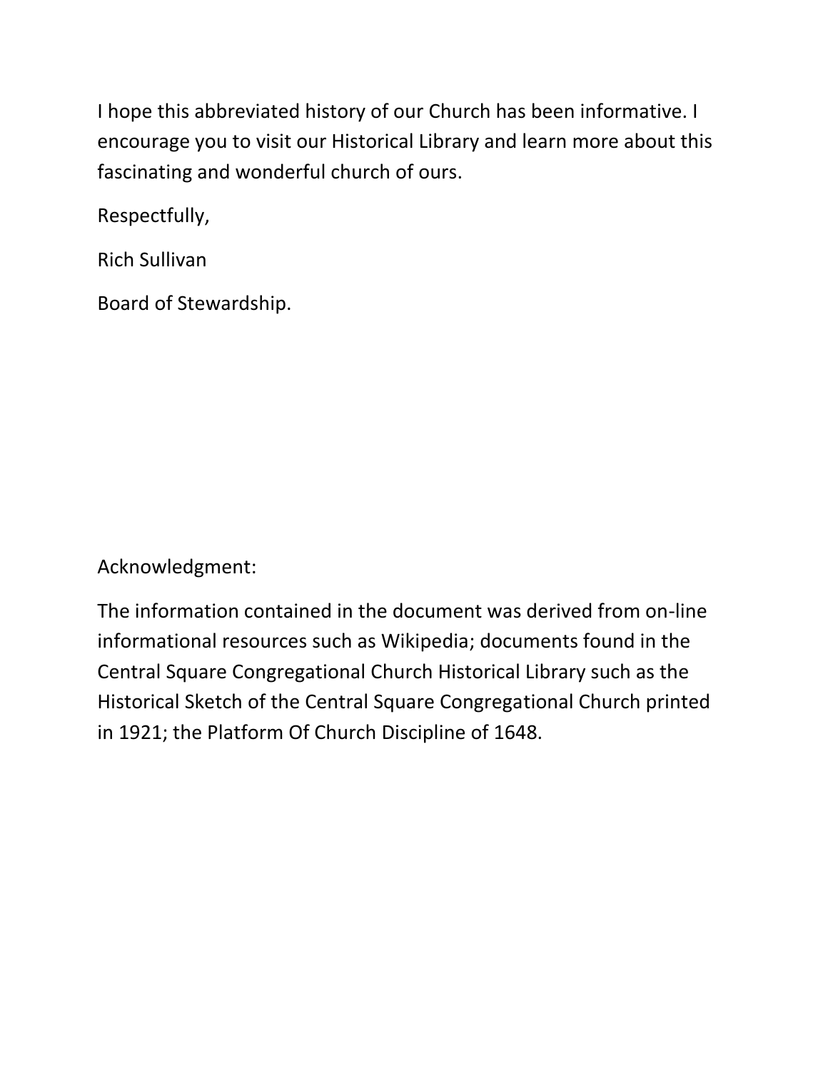I hope this abbreviated history of our Church has been informative. I encourage you to visit our Historical Library and learn more about this fascinating and wonderful church of ours.

Respectfully,

Rich Sullivan

Board of Stewardship.

Acknowledgment:

The information contained in the document was derived from on-line informational resources such as Wikipedia; documents found in the Central Square Congregational Church Historical Library such as the Historical Sketch of the Central Square Congregational Church printed in 1921; the Platform Of Church Discipline of 1648.